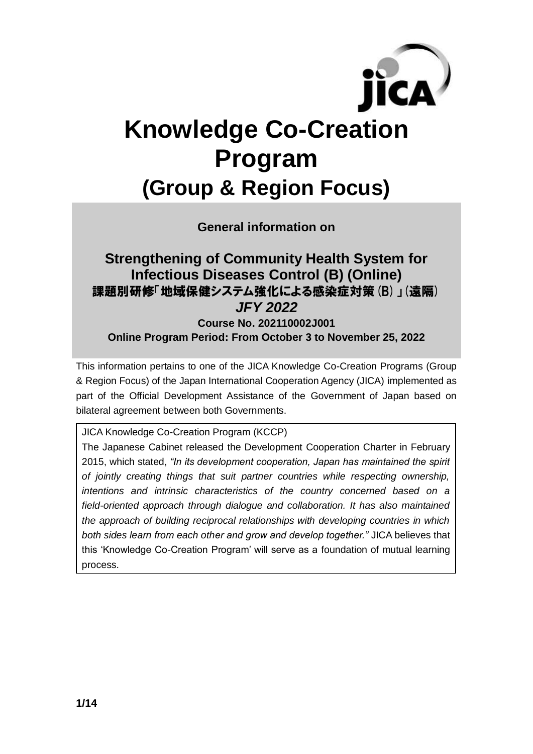# Knowledge Co-Creation Program

## (Group & Region Focus)

**General information on**

## Strengthening of Community Health System for Infectious Diseases Control (B) (Online)

## 課題別研修「地域保健システム強化による感染症対策（B）」（遠隔）

***JFY 2022***

**Course No. 202110002J001**

**Online Program Period: From October 3 to November 25, 2022**

This information pertains to one of the JICA Knowledge Co-Creation Programs (Group & Region Focus) of the Japan International Cooperation Agency (JICA) implemented as part of the Official Development Assistance of the Government of Japan based on bilateral agreement between both Governments.

JICA Knowledge Co-Creation Program (KCCP)

The Japanese Cabinet released the Development Cooperation Charter in February 2015, which stated, *"In its development cooperation, Japan has maintained the spirit of jointly creating things that suit partner countries while respecting ownership, intentions and intrinsic characteristics of the country concerned based on a field-oriented approach through dialogue and collaboration. It has also maintained the approach of building reciprocal relationships with developing countries in which both sides learn from each other and grow and develop together."* JICA believes that this 'Knowledge Co-Creation Program' will serve as a foundation of mutual learning process.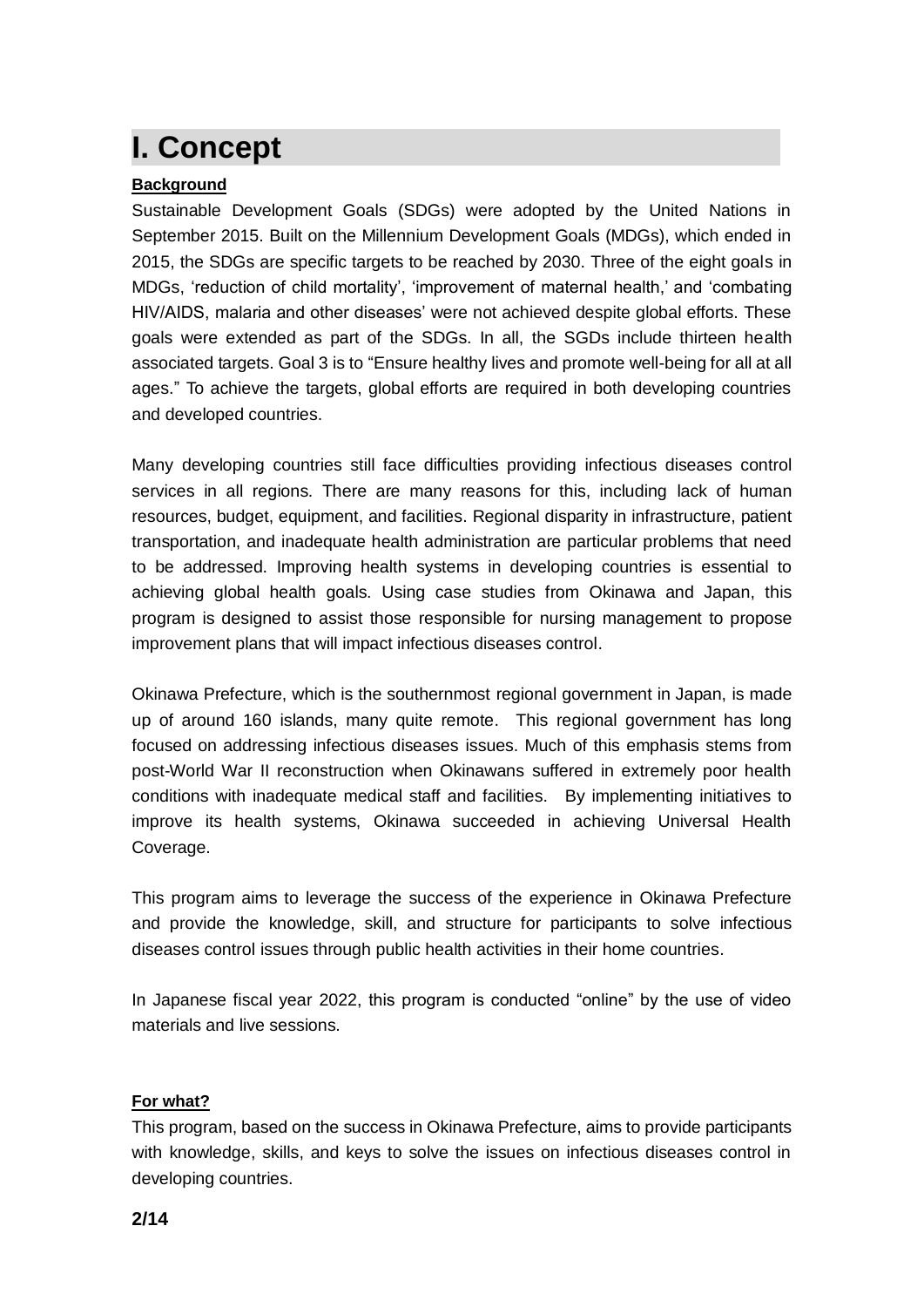# I. Concept

**Background**

Sustainable Development Goals (SDGs) were adopted by the United Nations in September 2015. Built on the Millennium Development Goals (MDGs), which ended in 2015, the SDGs are specific targets to be reached by 2030. Three of the eight goals in MDGs, 'reduction of child mortality', 'improvement of maternal health,' and 'combating HIV/AIDS, malaria and other diseases' were not achieved despite global efforts. These goals were extended as part of the SDGs. In all, the SGDs include thirteen health associated targets. Goal 3 is to "Ensure healthy lives and promote well-being for all at all ages." To achieve the targets, global efforts are required in both developing countries and developed countries.

Many developing countries still face difficulties providing infectious diseases control services in all regions. There are many reasons for this, including lack of human resources, budget, equipment, and facilities. Regional disparity in infrastructure, patient transportation, and inadequate health administration are particular problems that need to be addressed. Improving health systems in developing countries is essential to achieving global health goals. Using case studies from Okinawa and Japan, this program is designed to assist those responsible for nursing management to propose improvement plans that will impact infectious diseases control.

Okinawa Prefecture, which is the southernmost regional government in Japan, is made up of around 160 islands, many quite remote. This regional government has long focused on addressing infectious diseases issues. Much of this emphasis stems from post-World War II reconstruction when Okinawans suffered in extremely poor health conditions with inadequate medical staff and facilities. By implementing initiatives to improve its health systems, Okinawa succeeded in achieving Universal Health Coverage.

This program aims to leverage the success of the experience in Okinawa Prefecture and provide the knowledge, skill, and structure for participants to solve infectious diseases control issues through public health activities in their home countries.

In Japanese fiscal year 2022, this program is conducted "online" by the use of video materials and live sessions.

**For what?**

This program, based on the success in Okinawa Prefecture, aims to provide participants with knowledge, skills, and keys to solve the issues on infectious diseases control in developing countries.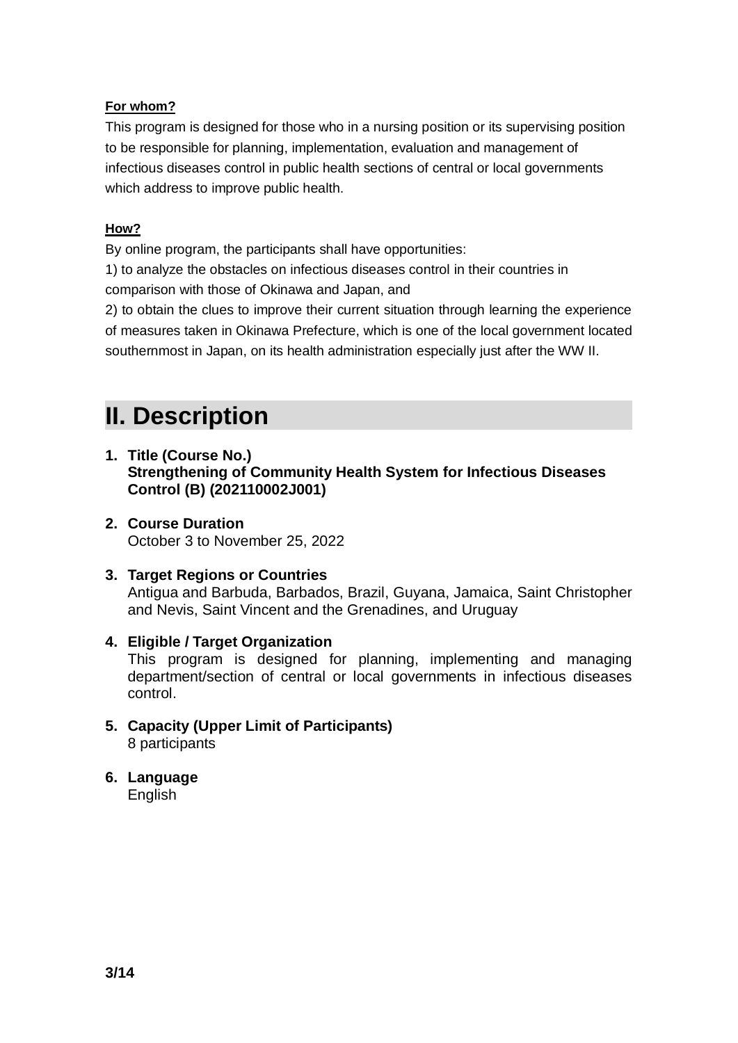**For whom?**

This program is designed for those who in a nursing position or its supervising position to be responsible for planning, implementation, evaluation and management of infectious diseases control in public health sections of central or local governments which address to improve public health.

**How?**

By online program, the participants shall have opportunities:

1) to analyze the obstacles on infectious diseases control in their countries in comparison with those of Okinawa and Japan, and

2) to obtain the clues to improve their current situation through learning the experience of measures taken in Okinawa Prefecture, which is one of the local government located southernmost in Japan, on its health administration especially just after the WW II.

# II. Description

1. **Title (Course No.)**
   **Strengthening of Community Health System for Infectious Diseases Control (B) (202110002J001)**

2. **Course Duration**
   October 3 to November 25, 2022

3. **Target Regions or Countries**
   Antigua and Barbuda, Barbados, Brazil, Guyana, Jamaica, Saint Christopher and Nevis, Saint Vincent and the Grenadines, and Uruguay

4. **Eligible / Target Organization**
   This program is designed for planning, implementing and managing department/section of central or local governments in infectious diseases control.

5. **Capacity (Upper Limit of Participants)**
   8 participants

6. **Language**
   English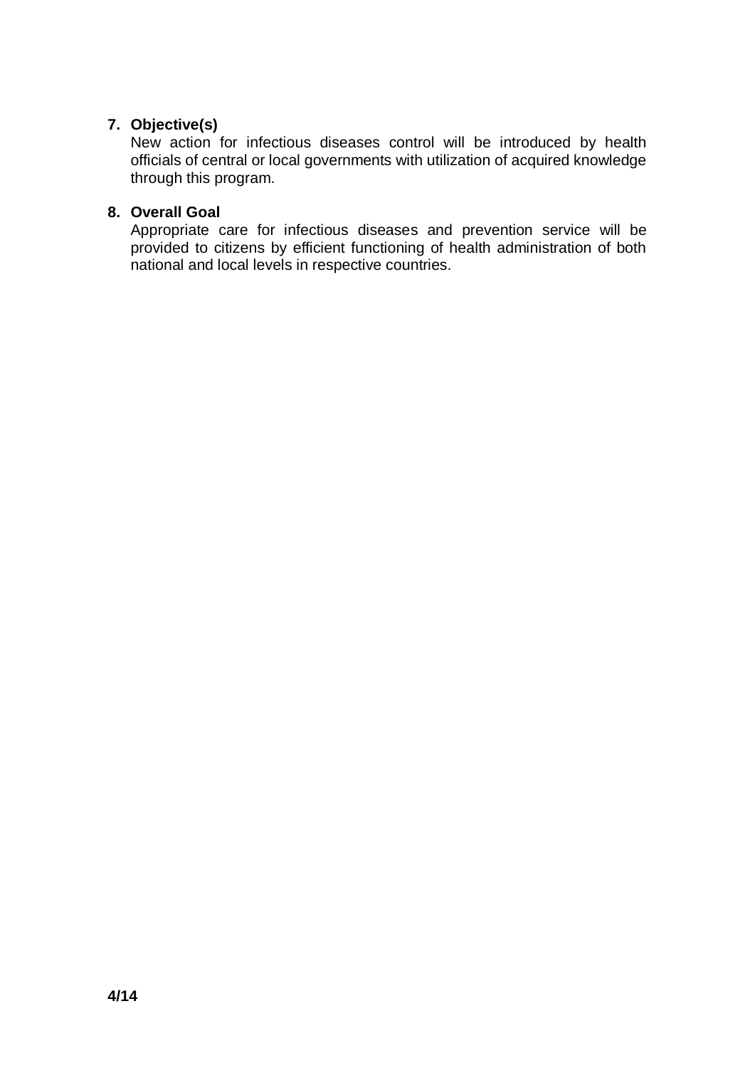**7. Objective(s)**

New action for infectious diseases control will be introduced by health officials of central or local governments with utilization of acquired knowledge through this program.

**8. Overall Goal**

Appropriate care for infectious diseases and prevention service will be provided to citizens by efficient functioning of health administration of both national and local levels in respective countries.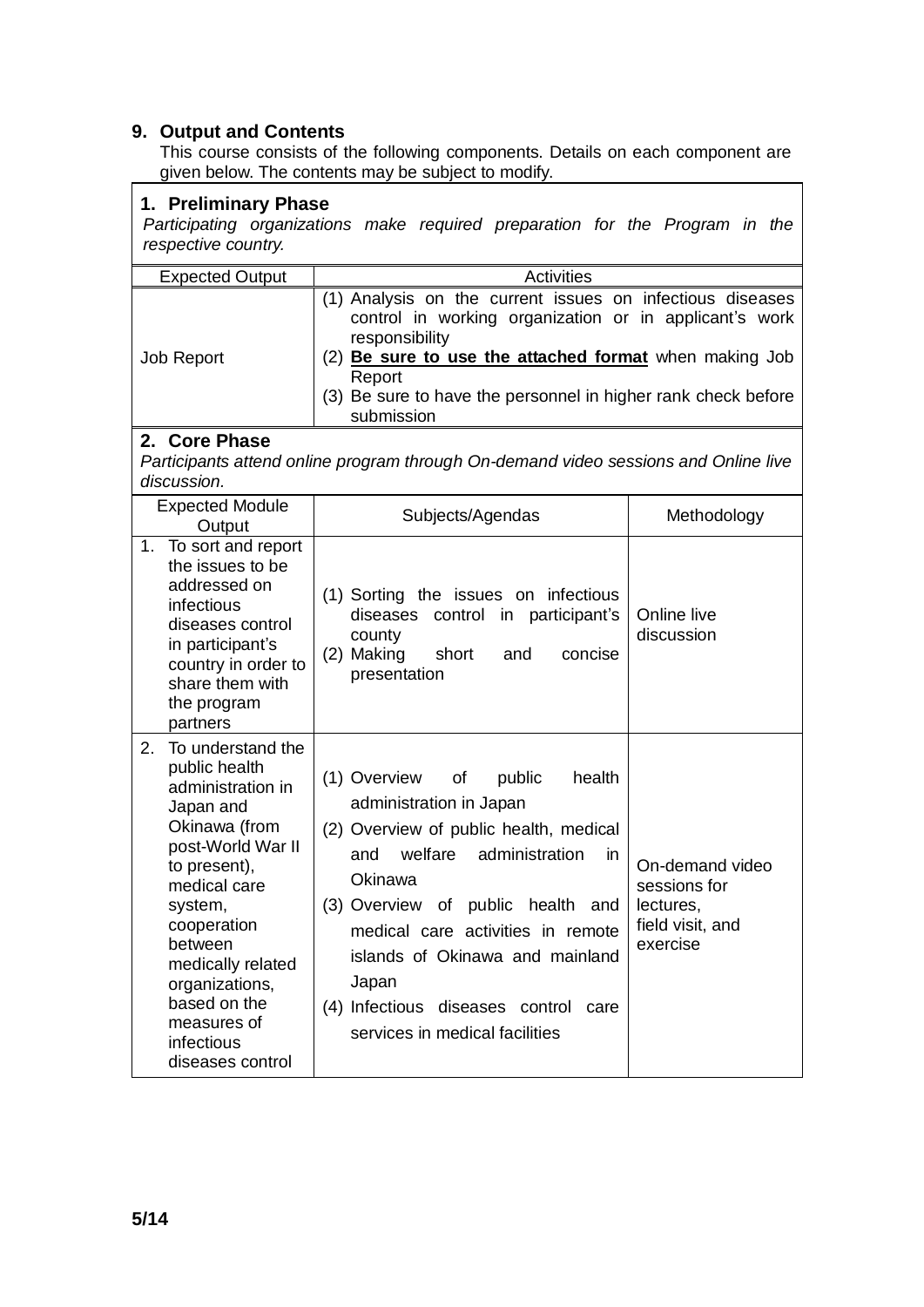## 9. Output and Contents

This course consists of the following components. Details on each component are given below. The contents may be subject to modify.

### 1. Preliminary Phase

*Participating organizations make required preparation for the Program in the respective country.*

| Expected Output | Activities |
|---|---|
| Job Report | (1) Analysis on the current issues on infectious diseases control in working organization or in applicant's work responsibility<br>(2) **Be sure to use the attached format** when making Job Report<br>(3) Be sure to have the personnel in higher rank check before submission |

### 2. Core Phase

*Participants attend online program through On-demand video sessions and Online live discussion.*

| Expected Module Output | Subjects/Agendas | Methodology |
|---|---|---|
| 1. To sort and report the issues to be addressed on infectious diseases control in participant's country in order to share them with the program partners | (1) Sorting the issues on infectious diseases control in participant's county<br>(2) Making short and concise presentation | Online live discussion |
| 2. To understand the public health administration in Japan and Okinawa (from post-World War II to present), medical care system, cooperation between medically related organizations, based on the measures of infectious diseases control | (1) Overview of public health administration in Japan<br>(2) Overview of public health, medical and welfare administration in Okinawa<br>(3) Overview of public health and medical care activities in remote islands of Okinawa and mainland Japan<br>(4) Infectious diseases control care services in medical facilities | On-demand video sessions for lectures, field visit, and exercise |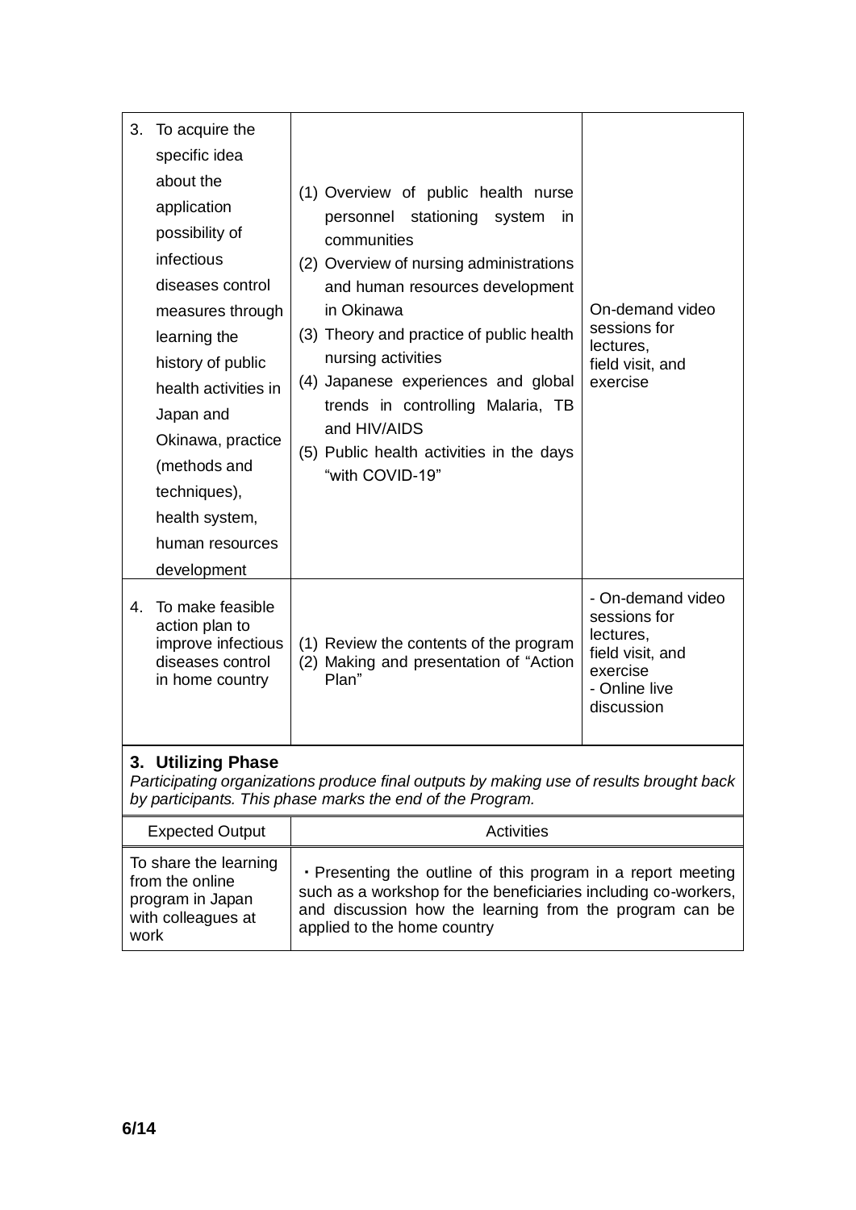| | | |
|---|---|---|
| 3. To acquire the specific idea about the application possibility of infectious diseases control measures through learning the history of public health activities in Japan and Okinawa, practice (methods and techniques), health system, human resources development | (1) Overview of public health nurse personnel stationing system in communities<br>(2) Overview of nursing administrations and human resources development in Okinawa<br>(3) Theory and practice of public health nursing activities<br>(4) Japanese experiences and global trends in controlling Malaria, TB and HIV/AIDS<br>(5) Public health activities in the days "with COVID-19" | On-demand video sessions for lectures, field visit, and exercise |
| 4. To make feasible action plan to improve infectious diseases control in home country | (1) Review the contents of the program<br>(2) Making and presentation of "Action Plan" | - On-demand video sessions for lectures, field visit, and exercise<br>- Online live discussion |

### 3. Utilizing Phase

*Participating organizations produce final outputs by making use of results brought back by participants. This phase marks the end of the Program.*

| Expected Output | Activities |
|---|---|
| To share the learning from the online program in Japan with colleagues at work | ・Presenting the outline of this program in a report meeting such as a workshop for the beneficiaries including co-workers, and discussion how the learning from the program can be applied to the home country |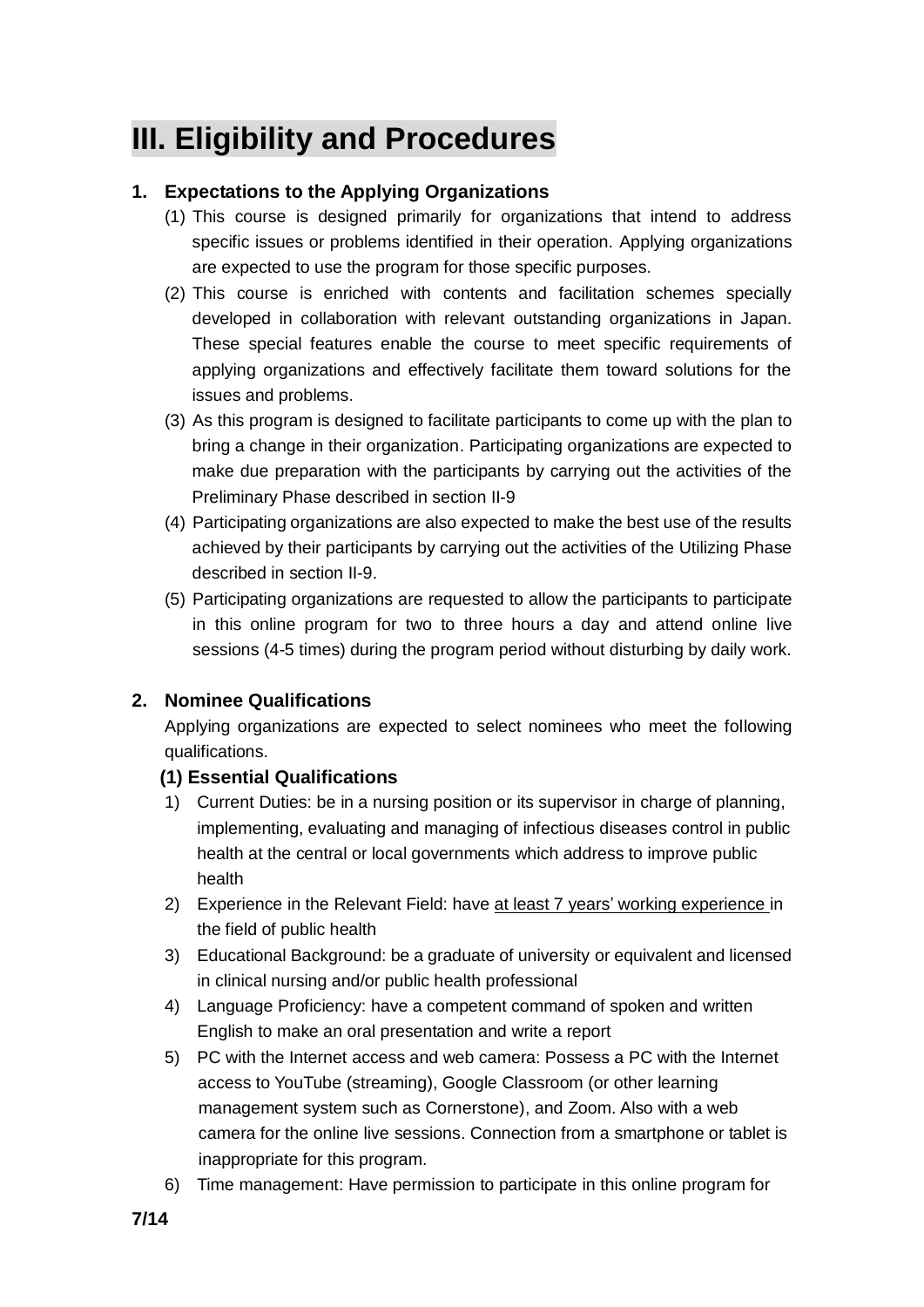# III. Eligibility and Procedures

## 1. Expectations to the Applying Organizations

(1) This course is designed primarily for organizations that intend to address specific issues or problems identified in their operation. Applying organizations are expected to use the program for those specific purposes.

(2) This course is enriched with contents and facilitation schemes specially developed in collaboration with relevant outstanding organizations in Japan. These special features enable the course to meet specific requirements of applying organizations and effectively facilitate them toward solutions for the issues and problems.

(3) As this program is designed to facilitate participants to come up with the plan to bring a change in their organization. Participating organizations are expected to make due preparation with the participants by carrying out the activities of the Preliminary Phase described in section II-9

(4) Participating organizations are also expected to make the best use of the results achieved by their participants by carrying out the activities of the Utilizing Phase described in section II-9.

(5) Participating organizations are requested to allow the participants to participate in this online program for two to three hours a day and attend online live sessions (4-5 times) during the program period without disturbing by daily work.

## 2. Nominee Qualifications

Applying organizations are expected to select nominees who meet the following qualifications.

### (1) Essential Qualifications

1) Current Duties: be in a nursing position or its supervisor in charge of planning, implementing, evaluating and managing of infectious diseases control in public health at the central or local governments which address to improve public health

2) Experience in the Relevant Field: have at least 7 years' working experience in the field of public health

3) Educational Background: be a graduate of university or equivalent and licensed in clinical nursing and/or public health professional

4) Language Proficiency: have a competent command of spoken and written English to make an oral presentation and write a report

5) PC with the Internet access and web camera: Possess a PC with the Internet access to YouTube (streaming), Google Classroom (or other learning management system such as Cornerstone), and Zoom. Also with a web camera for the online live sessions. Connection from a smartphone or tablet is inappropriate for this program.

6) Time management: Have permission to participate in this online program for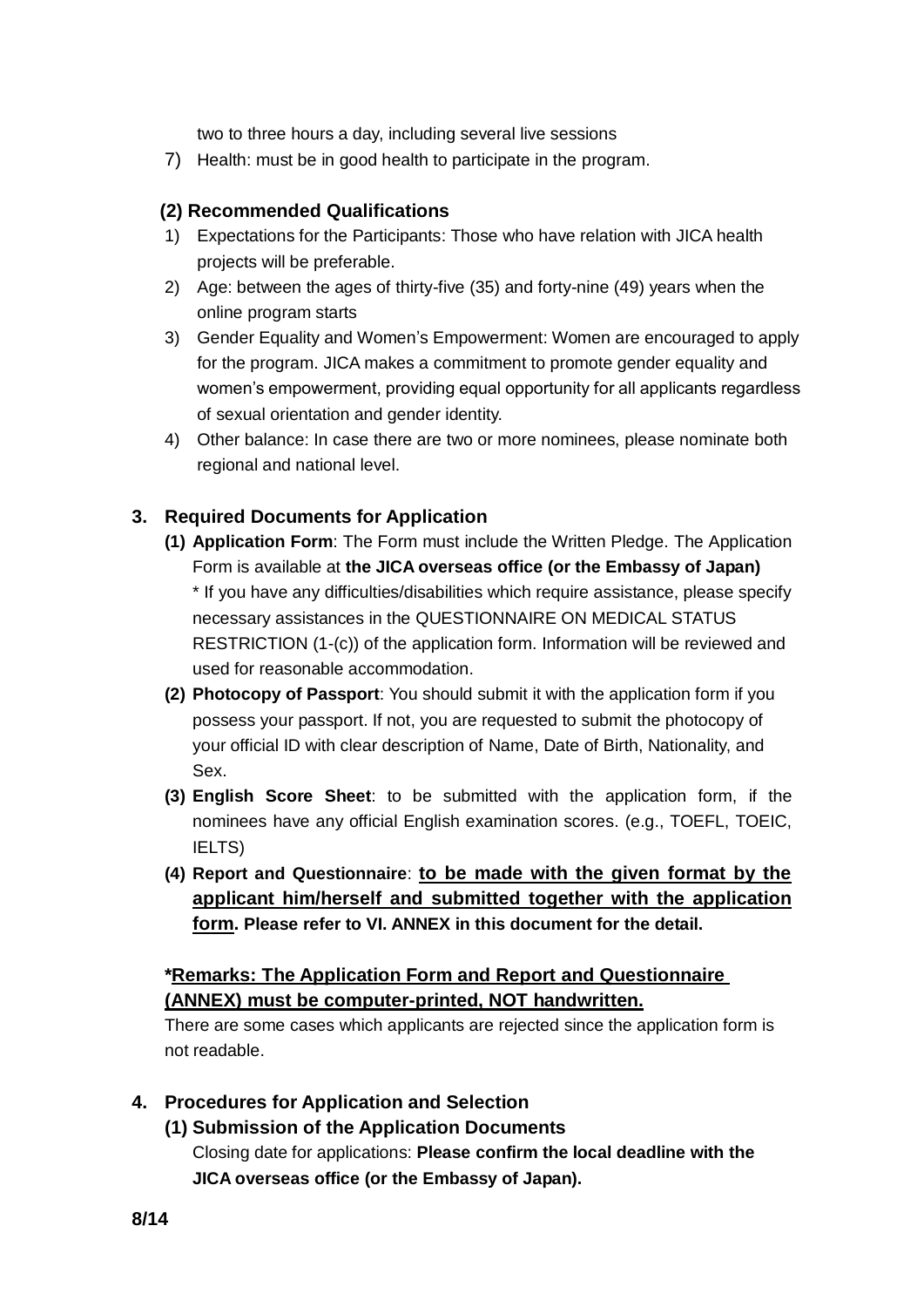two to three hours a day, including several live sessions

7) Health: must be in good health to participate in the program.

### (2) Recommended Qualifications

1) Expectations for the Participants: Those who have relation with JICA health projects will be preferable.
2) Age: between the ages of thirty-five (35) and forty-nine (49) years when the online program starts
3) Gender Equality and Women's Empowerment: Women are encouraged to apply for the program. JICA makes a commitment to promote gender equality and women's empowerment, providing equal opportunity for all applicants regardless of sexual orientation and gender identity.
4) Other balance: In case there are two or more nominees, please nominate both regional and national level.

## 3. Required Documents for Application

**(1) Application Form**: The Form must include the Written Pledge. The Application Form is available at **the JICA overseas office (or the Embassy of Japan)**
\* If you have any difficulties/disabilities which require assistance, please specify necessary assistances in the QUESTIONNAIRE ON MEDICAL STATUS RESTRICTION (1-(c)) of the application form. Information will be reviewed and used for reasonable accommodation.

**(2) Photocopy of Passport**: You should submit it with the application form if you possess your passport. If not, you are requested to submit the photocopy of your official ID with clear description of Name, Date of Birth, Nationality, and Sex.

**(3) English Score Sheet**: to be submitted with the application form, if the nominees have any official English examination scores. (e.g., TOEFL, TOEIC, IELTS)

**(4) Report and Questionnaire**: **<u>to be made with the given format by the applicant him/herself and submitted together with the application form</u>. Please refer to VI. ANNEX in this document for the detail.**

**\*<u>Remarks: The Application Form and Report and Questionnaire (ANNEX) must be computer-printed, NOT handwritten.</u>**

There are some cases which applicants are rejected since the application form is not readable.

## 4. Procedures for Application and Selection

### (1) Submission of the Application Documents

Closing date for applications: **Please confirm the local deadline with the JICA overseas office (or the Embassy of Japan).**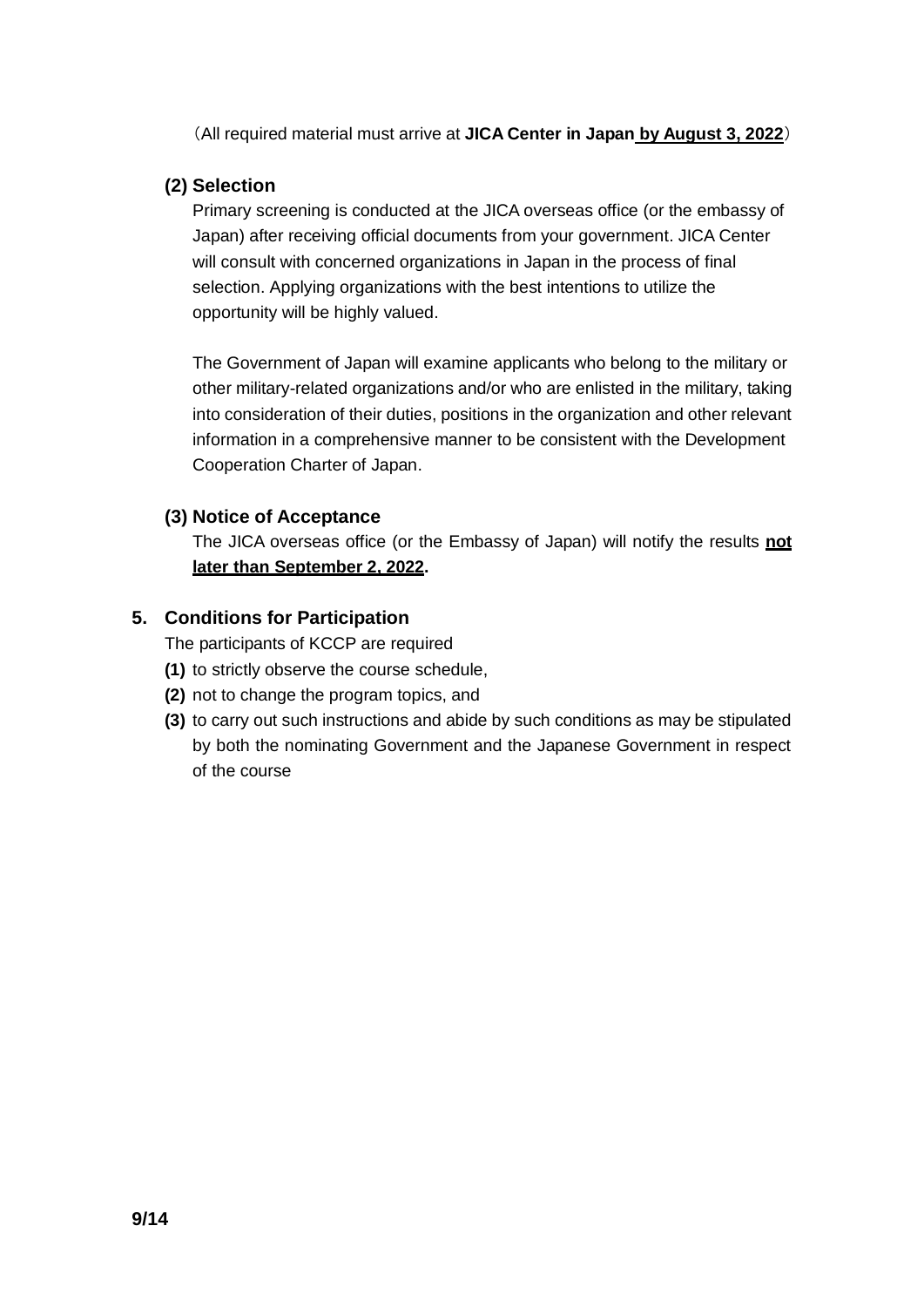（All required material must arrive at **JICA Center in Japan by August 3, 2022**）

### (2) Selection

Primary screening is conducted at the JICA overseas office (or the embassy of Japan) after receiving official documents from your government. JICA Center will consult with concerned organizations in Japan in the process of final selection. Applying organizations with the best intentions to utilize the opportunity will be highly valued.

The Government of Japan will examine applicants who belong to the military or other military-related organizations and/or who are enlisted in the military, taking into consideration of their duties, positions in the organization and other relevant information in a comprehensive manner to be consistent with the Development Cooperation Charter of Japan.

### (3) Notice of Acceptance

The JICA overseas office (or the Embassy of Japan) will notify the results **not later than September 2, 2022.**

## 5. Conditions for Participation

The participants of KCCP are required

**(1)** to strictly observe the course schedule,

**(2)** not to change the program topics, and

**(3)** to carry out such instructions and abide by such conditions as may be stipulated by both the nominating Government and the Japanese Government in respect of the course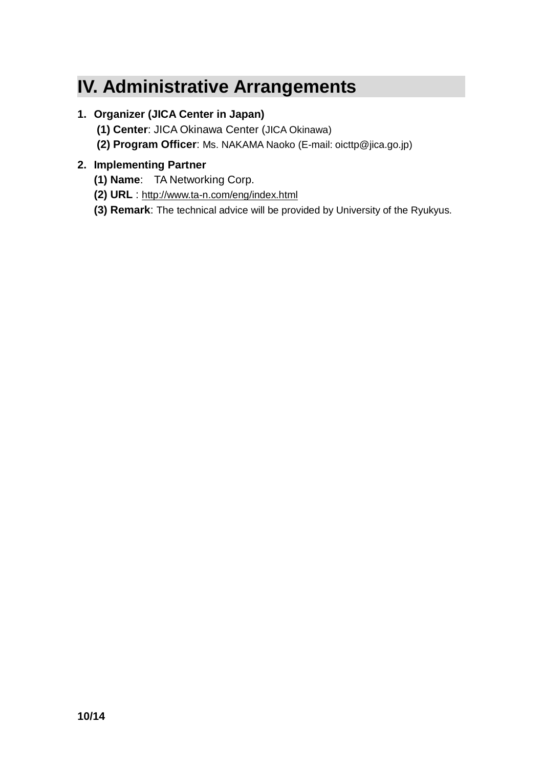# IV. Administrative Arrangements

1. **Organizer (JICA Center in Japan)**
   **(1) Center**: JICA Okinawa Center (JICA Okinawa)
   **(2) Program Officer**: Ms. NAKAMA Naoko (E-mail: oicttp@jica.go.jp)

2. **Implementing Partner**
   **(1) Name**: TA Networking Corp.
   **(2) URL** : http://www.ta-n.com/eng/index.html
   **(3) Remark**: The technical advice will be provided by University of the Ryukyus.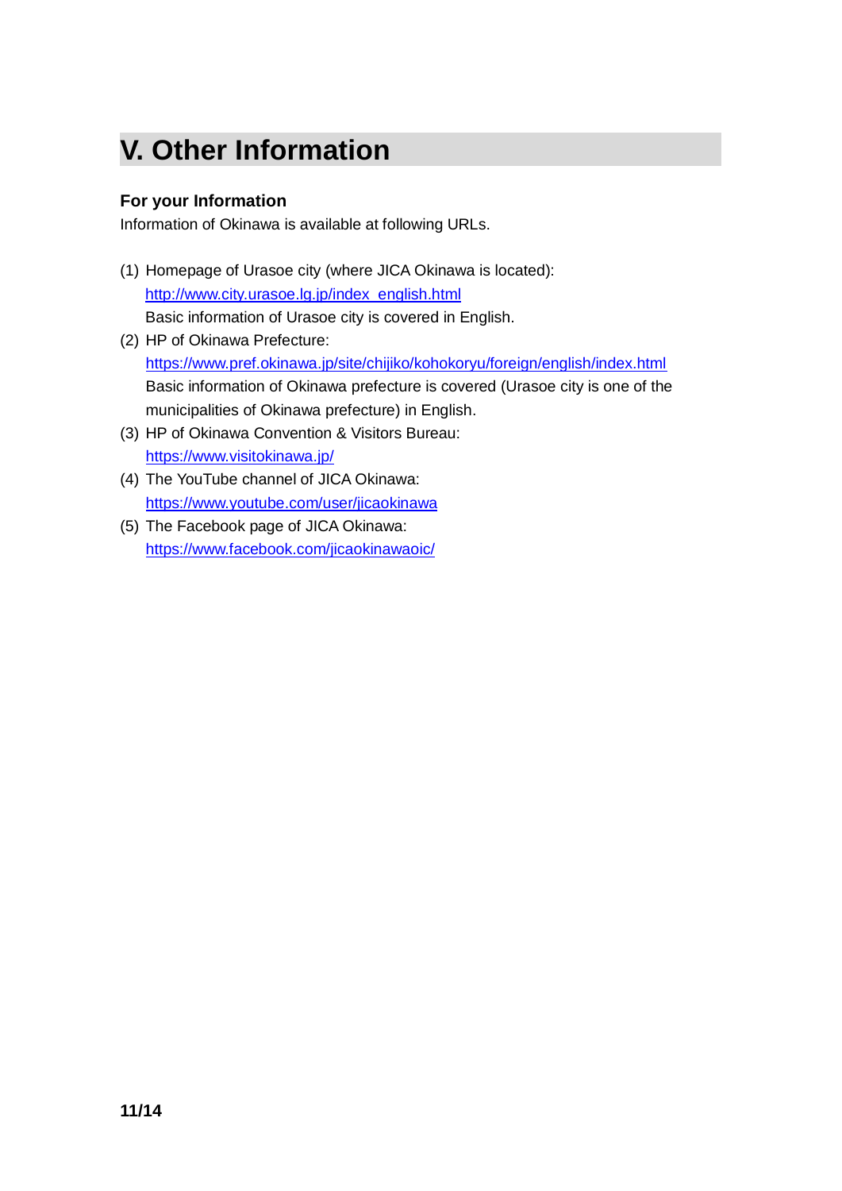# V. Other Information

### For your Information

Information of Okinawa is available at following URLs.

(1) Homepage of Urasoe city (where JICA Okinawa is located):
  http://www.city.urasoe.lg.jp/index_english.html
  Basic information of Urasoe city is covered in English.
(2) HP of Okinawa Prefecture:
  https://www.pref.okinawa.jp/site/chijiko/kohokoryu/foreign/english/index.html
  Basic information of Okinawa prefecture is covered (Urasoe city is one of the municipalities of Okinawa prefecture) in English.
(3) HP of Okinawa Convention & Visitors Bureau:
  https://www.visitokinawa.jp/
(4) The YouTube channel of JICA Okinawa:
  https://www.youtube.com/user/jicaokinawa
(5) The Facebook page of JICA Okinawa:
  https://www.facebook.com/jicaokinawaoic/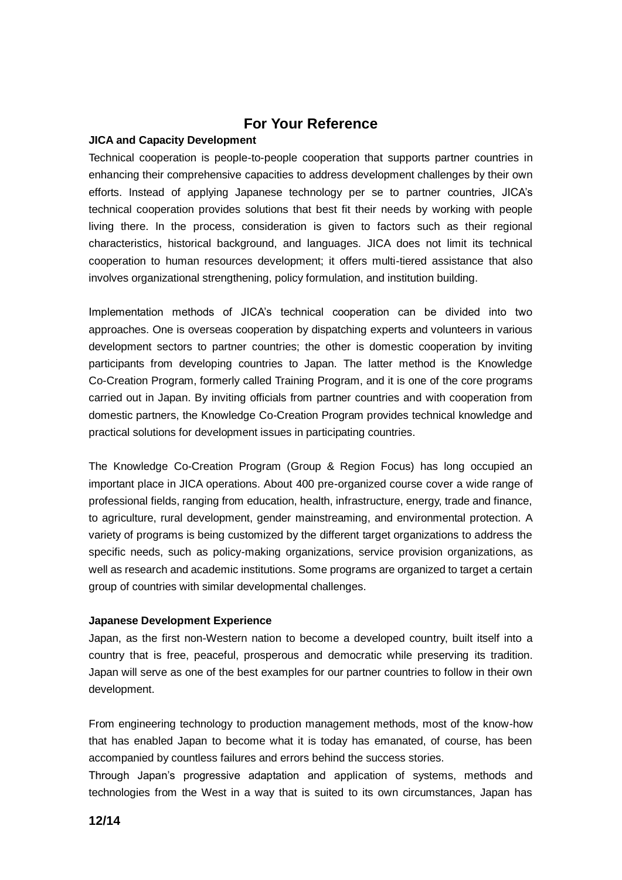# For Your Reference

**JICA and Capacity Development**

Technical cooperation is people-to-people cooperation that supports partner countries in enhancing their comprehensive capacities to address development challenges by their own efforts. Instead of applying Japanese technology per se to partner countries, JICA's technical cooperation provides solutions that best fit their needs by working with people living there. In the process, consideration is given to factors such as their regional characteristics, historical background, and languages. JICA does not limit its technical cooperation to human resources development; it offers multi-tiered assistance that also involves organizational strengthening, policy formulation, and institution building.

Implementation methods of JICA's technical cooperation can be divided into two approaches. One is overseas cooperation by dispatching experts and volunteers in various development sectors to partner countries; the other is domestic cooperation by inviting participants from developing countries to Japan. The latter method is the Knowledge Co-Creation Program, formerly called Training Program, and it is one of the core programs carried out in Japan. By inviting officials from partner countries and with cooperation from domestic partners, the Knowledge Co-Creation Program provides technical knowledge and practical solutions for development issues in participating countries.

The Knowledge Co-Creation Program (Group & Region Focus) has long occupied an important place in JICA operations. About 400 pre-organized course cover a wide range of professional fields, ranging from education, health, infrastructure, energy, trade and finance, to agriculture, rural development, gender mainstreaming, and environmental protection. A variety of programs is being customized by the different target organizations to address the specific needs, such as policy-making organizations, service provision organizations, as well as research and academic institutions. Some programs are organized to target a certain group of countries with similar developmental challenges.

**Japanese Development Experience**

Japan, as the first non-Western nation to become a developed country, built itself into a country that is free, peaceful, prosperous and democratic while preserving its tradition. Japan will serve as one of the best examples for our partner countries to follow in their own development.

From engineering technology to production management methods, most of the know-how that has enabled Japan to become what it is today has emanated, of course, has been accompanied by countless failures and errors behind the success stories.

Through Japan's progressive adaptation and application of systems, methods and technologies from the West in a way that is suited to its own circumstances, Japan has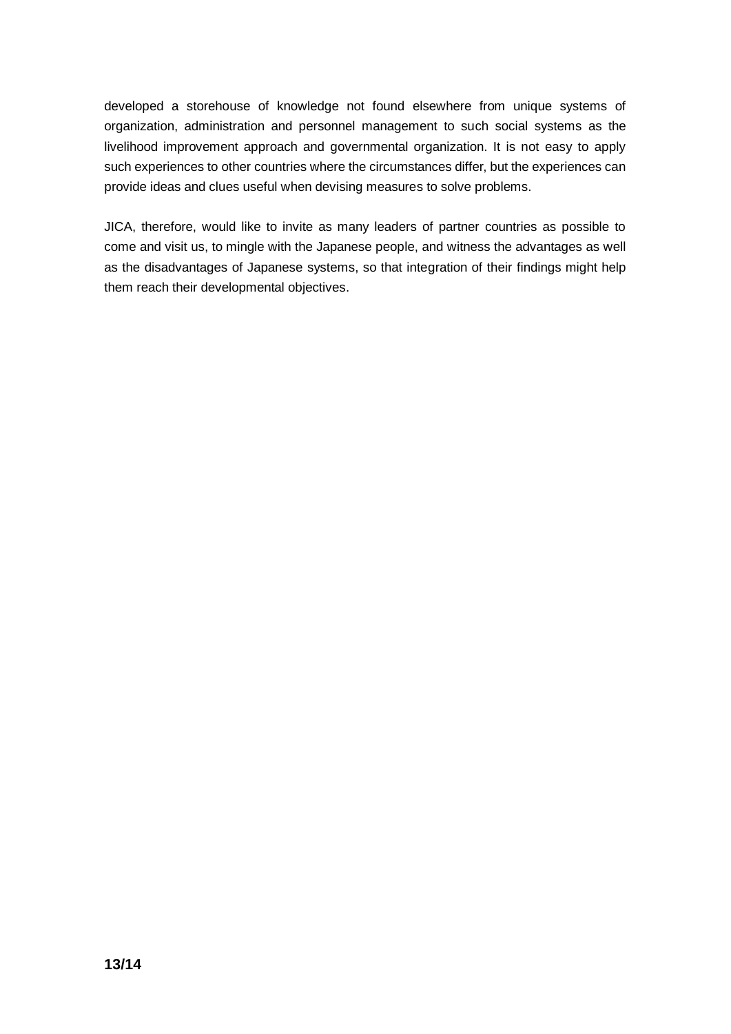developed a storehouse of knowledge not found elsewhere from unique systems of organization, administration and personnel management to such social systems as the livelihood improvement approach and governmental organization. It is not easy to apply such experiences to other countries where the circumstances differ, but the experiences can provide ideas and clues useful when devising measures to solve problems.

JICA, therefore, would like to invite as many leaders of partner countries as possible to come and visit us, to mingle with the Japanese people, and witness the advantages as well as the disadvantages of Japanese systems, so that integration of their findings might help them reach their developmental objectives.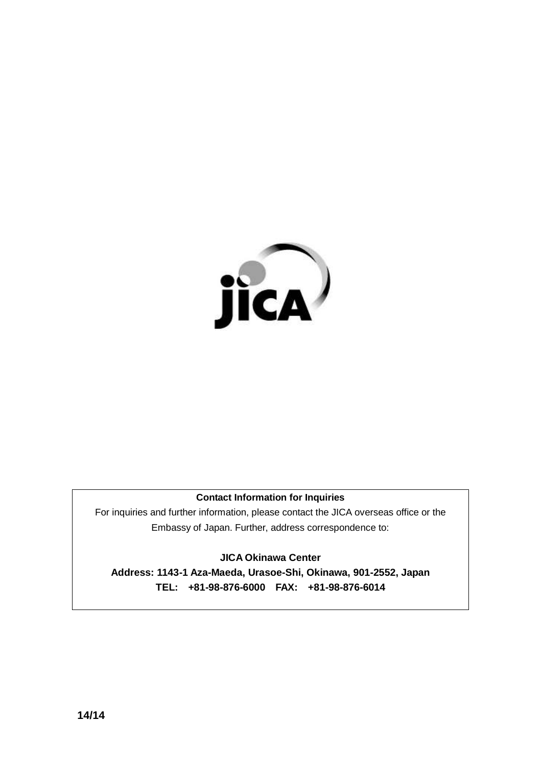**Contact Information for Inquiries**

For inquiries and further information, please contact the JICA overseas office or the Embassy of Japan. Further, address correspondence to:

**JICA Okinawa Center**

**Address: 1143-1 Aza-Maeda, Urasoe-Shi, Okinawa, 901-2552, Japan**

**TEL: +81-98-876-6000 FAX: +81-98-876-6014**